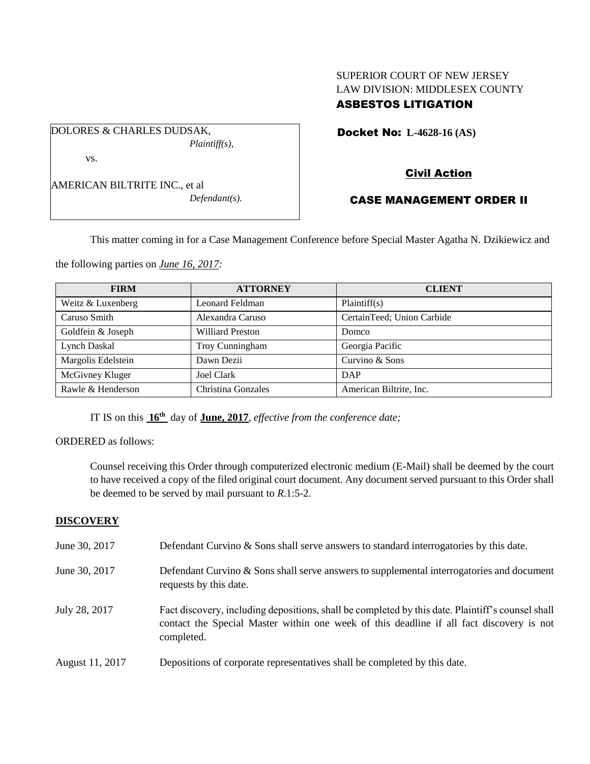SUPERIOR COURT OF NEW JERSEY
LAW DIVISION: MIDDLESEX COUNTY
**ASBESTOS LITIGATION**

DOLORES & CHARLES DUDSAK,
*Plaintiff(s),*

vs.

AMERICAN BILTRITE INC., et al
*Defendant(s).*

**Docket No: L-4628-16 (AS)**

**Civil Action**

**CASE MANAGEMENT ORDER II**

This matter coming in for a Case Management Conference before Special Master Agatha N. Dzikiewicz and the following parties on *June 16, 2017:*

| FIRM | ATTORNEY | CLIENT |
|---|---|---|
| Weitz & Luxenberg | Leonard Feldman | Plaintiff(s) |
| Caruso Smith | Alexandra Caruso | CertainTeed; Union Carbide |
| Goldfein & Joseph | Williard Preston | Domco |
| Lynch Daskal | Troy Cunningham | Georgia Pacific |
| Margolis Edelstein | Dawn Dezii | Curvino & Sons |
| McGivney Kluger | Joel Clark | DAP |
| Rawle & Henderson | Christina Gonzales | American Biltrite, Inc. |

IT IS on this **16th** day of **June, 2017**, *effective from the conference date;*

ORDERED as follows:

Counsel receiving this Order through computerized electronic medium (E-Mail) shall be deemed by the court to have received a copy of the filed original court document. Any document served pursuant to this Order shall be deemed to be served by mail pursuant to *R*.1:5-2.

**DISCOVERY**

June 30, 2017 — Defendant Curvino & Sons shall serve answers to standard interrogatories by this date.

June 30, 2017 — Defendant Curvino & Sons shall serve answers to supplemental interrogatories and document requests by this date.

July 28, 2017 — Fact discovery, including depositions, shall be completed by this date. Plaintiff's counsel shall contact the Special Master within one week of this deadline if all fact discovery is not completed.

August 11, 2017 — Depositions of corporate representatives shall be completed by this date.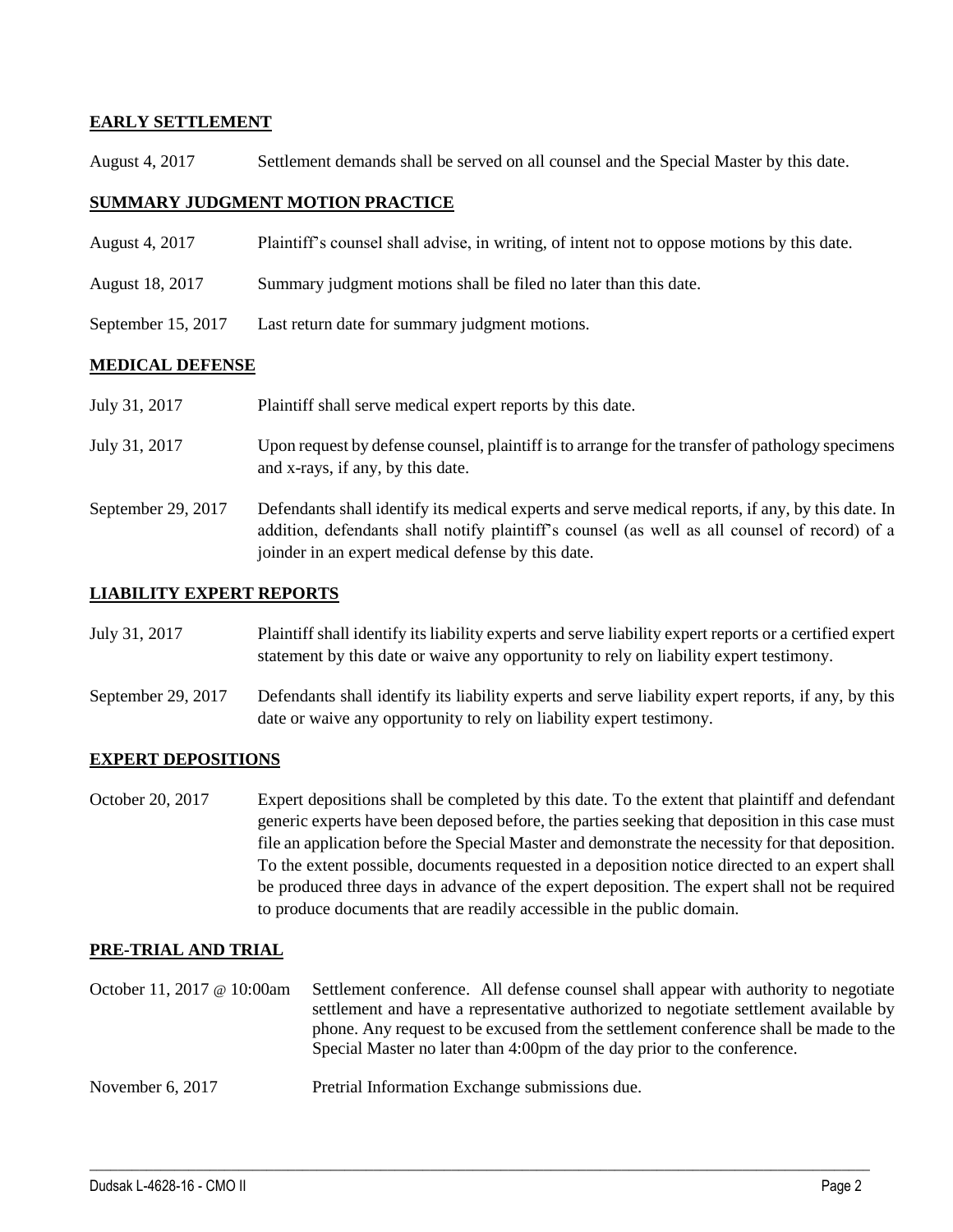**EARLY SETTLEMENT**

August 4, 2017 Settlement demands shall be served on all counsel and the Special Master by this date.

**SUMMARY JUDGMENT MOTION PRACTICE**

August 4, 2017 Plaintiff's counsel shall advise, in writing, of intent not to oppose motions by this date.

August 18, 2017 Summary judgment motions shall be filed no later than this date.

September 15, 2017 Last return date for summary judgment motions.

**MEDICAL DEFENSE**

July 31, 2017 Plaintiff shall serve medical expert reports by this date.

July 31, 2017 Upon request by defense counsel, plaintiff is to arrange for the transfer of pathology specimens and x-rays, if any, by this date.

September 29, 2017 Defendants shall identify its medical experts and serve medical reports, if any, by this date. In addition, defendants shall notify plaintiff's counsel (as well as all counsel of record) of a joinder in an expert medical defense by this date.

**LIABILITY EXPERT REPORTS**

July 31, 2017 Plaintiff shall identify its liability experts and serve liability expert reports or a certified expert statement by this date or waive any opportunity to rely on liability expert testimony.

September 29, 2017 Defendants shall identify its liability experts and serve liability expert reports, if any, by this date or waive any opportunity to rely on liability expert testimony.

**EXPERT DEPOSITIONS**

October 20, 2017 Expert depositions shall be completed by this date. To the extent that plaintiff and defendant generic experts have been deposed before, the parties seeking that deposition in this case must file an application before the Special Master and demonstrate the necessity for that deposition. To the extent possible, documents requested in a deposition notice directed to an expert shall be produced three days in advance of the expert deposition. The expert shall not be required to produce documents that are readily accessible in the public domain.

**PRE-TRIAL AND TRIAL**

October 11, 2017 @ 10:00am Settlement conference. All defense counsel shall appear with authority to negotiate settlement and have a representative authorized to negotiate settlement available by phone. Any request to be excused from the settlement conference shall be made to the Special Master no later than 4:00pm of the day prior to the conference.

November 6, 2017 Pretrial Information Exchange submissions due.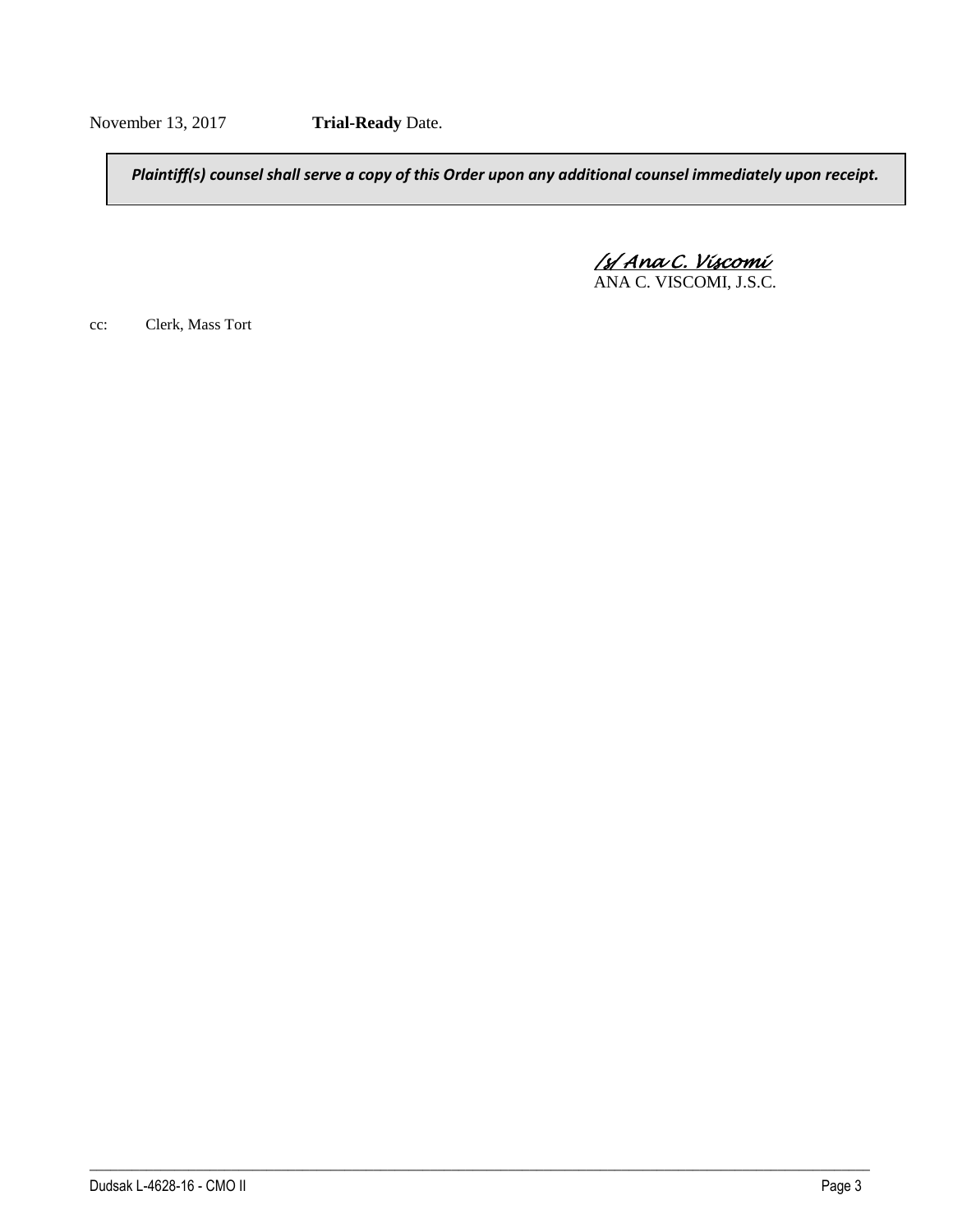November 13, 2017 **Trial-Ready** Date.

***Plaintiff(s) counsel shall serve a copy of this Order upon any additional counsel immediately upon receipt.***

*/s/ Ana C. Viscomi*
ANA C. VISCOMI, J.S.C.

cc: Clerk, Mass Tort